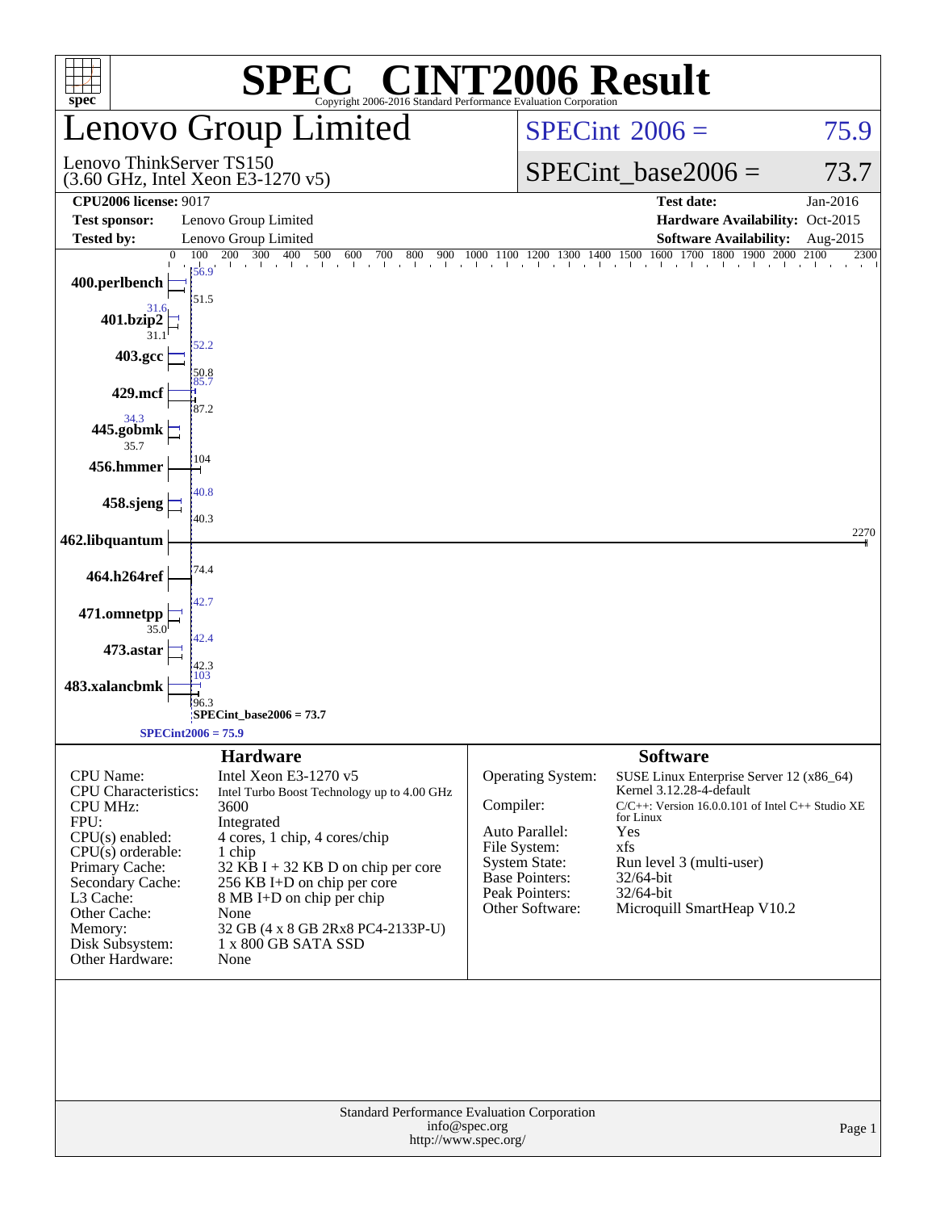# SPEC® CINT2006 Result

Copyright 2006-2016 Standard Performance Evaluation Corporation

## Lenovo Group Limited

Lenovo ThinkServer TS150
(3.60 GHz, Intel Xeon E3-1270 v5)

SPECint 2006 = 75.9

SPECint_base2006 = 73.7

| | | | |
|---|---|---|---|
| **CPU2006 license:** 9017 | | **Test date:** | Jan-2016 |
| **Test sponsor:** | Lenovo Group Limited | **Hardware Availability:** | Oct-2015 |
| **Tested by:** | Lenovo Group Limited | **Software Availability:** | Aug-2015 |

| Benchmark | Peak | Base |
|---|---|---|
| 400.perlbench | 56.9 | 51.5 |
| 401.bzip2 | 31.6 | 31.1 |
| 403.gcc | 52.2 | 50.8 |
| 429.mcf | 85.7 | 87.2 |
| 445.gobmk | 34.3 | 35.7 |
| 456.hmmer | | 104 |
| 458.sjeng | 40.8 | 40.3 |
| 462.libquantum | | 2270 |
| 464.h264ref | | 74.4 |
| 471.omnetpp | 42.7 | 35.0 |
| 473.astar | 42.4 | 42.3 |
| 483.xalancbmk | 103 | 96.3 |

SPECint_base2006 = 73.7

SPECint2006 = 75.9

### Hardware

| | |
|---|---|
| CPU Name: | Intel Xeon E3-1270 v5 |
| CPU Characteristics: | Intel Turbo Boost Technology up to 4.00 GHz |
| CPU MHz: | 3600 |
| FPU: | Integrated |
| CPU(s) enabled: | 4 cores, 1 chip, 4 cores/chip |
| CPU(s) orderable: | 1 chip |
| Primary Cache: | 32 KB I + 32 KB D on chip per core |
| Secondary Cache: | 256 KB I+D on chip per core |
| L3 Cache: | 8 MB I+D on chip per chip |
| Other Cache: | None |
| Memory: | 32 GB (4 x 8 GB 2Rx8 PC4-2133P-U) |
| Disk Subsystem: | 1 x 800 GB SATA SSD |
| Other Hardware: | None |

### Software

| | |
|---|---|
| Operating System: | SUSE Linux Enterprise Server 12 (x86_64) Kernel 3.12.28-4-default |
| Compiler: | C/C++: Version 16.0.0.101 of Intel C++ Studio XE for Linux |
| Auto Parallel: | Yes |
| File System: | xfs |
| System State: | Run level 3 (multi-user) |
| Base Pointers: | 32/64-bit |
| Peak Pointers: | 32/64-bit |
| Other Software: | Microquill SmartHeap V10.2 |

Standard Performance Evaluation Corporation
info@spec.org
http://www.spec.org/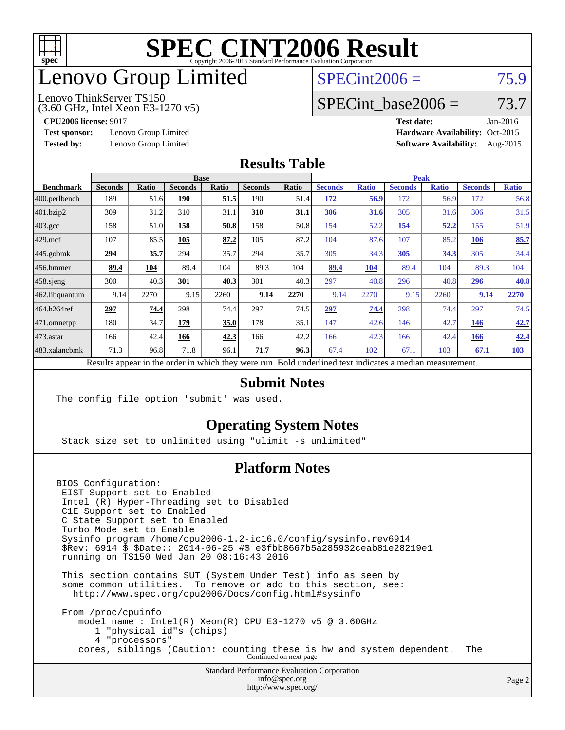# SPEC CINT2006 Result

Copyright 2006-2016 Standard Performance Evaluation Corporation

# Lenovo Group Limited

Lenovo ThinkServer TS150
(3.60 GHz, Intel Xeon E3-1270 v5)

SPECint2006 = 75.9

SPECint_base2006 = 73.7

**CPU2006 license:** 9017
**Test sponsor:** Lenovo Group Limited
**Tested by:** Lenovo Group Limited

**Test date:** Jan-2016
**Hardware Availability:** Oct-2015
**Software Availability:** Aug-2015

## Results Table

| Benchmark | Base | | | | | | Peak | | | | | |
|---|---|---|---|---|---|---|---|---|---|---|---|---|
| | Seconds | Ratio | Seconds | Ratio | Seconds | Ratio | Seconds | Ratio | Seconds | Ratio | Seconds | Ratio |
| 400.perlbench | 189 | 51.6 | **190** | **51.5** | 190 | 51.4 | **172** | **56.9** | 172 | 56.9 | 172 | 56.8 |
| 401.bzip2 | 309 | 31.2 | 310 | 31.1 | **310** | **31.1** | **306** | **31.6** | 305 | 31.6 | 306 | 31.5 |
| 403.gcc | 158 | 51.0 | **158** | **50.8** | 158 | 50.8 | 154 | 52.2 | **154** | **52.2** | 155 | 51.9 |
| 429.mcf | 107 | 85.5 | **105** | **87.2** | 105 | 87.2 | 104 | 87.6 | 107 | 85.2 | **106** | **85.7** |
| 445.gobmk | **294** | **35.7** | 294 | 35.7 | 294 | 35.7 | 305 | 34.3 | **305** | **34.3** | 305 | 34.4 |
| 456.hmmer | **89.4** | **104** | 89.4 | 104 | 89.3 | 104 | **89.4** | **104** | 89.4 | 104 | 89.3 | 104 |
| 458.sjeng | 300 | 40.3 | **301** | **40.3** | 301 | 40.3 | 297 | 40.8 | 296 | 40.8 | **296** | **40.8** |
| 462.libquantum | 9.14 | 2270 | 9.15 | 2260 | **9.14** | **2270** | 9.14 | 2270 | 9.15 | 2260 | **9.14** | **2270** |
| 464.h264ref | **297** | **74.4** | 298 | 74.4 | 297 | 74.5 | **297** | **74.4** | 298 | 74.4 | 297 | 74.5 |
| 471.omnetpp | 180 | 34.7 | **179** | **35.0** | 178 | 35.1 | 147 | 42.6 | 146 | 42.7 | **146** | **42.7** |
| 473.astar | 166 | 42.4 | **166** | **42.3** | 166 | 42.2 | 166 | 42.3 | 166 | 42.4 | **166** | **42.4** |
| 483.xalancbmk | 71.3 | 96.8 | 71.8 | 96.1 | **71.7** | **96.3** | 67.4 | 102 | 67.1 | 103 | **67.1** | **103** |

Results appear in the order in which they were run. Bold underlined text indicates a median measurement.

## Submit Notes

The config file option 'submit' was used.

## Operating System Notes

Stack size set to unlimited using "ulimit -s unlimited"

## Platform Notes

```
BIOS Configuration:
 EIST Support set to Enabled
 Intel (R) Hyper-Threading set to Disabled
 C1E Support set to Enabled
 C State Support set to Enabled
 Turbo Mode set to Enable
 Sysinfo program /home/cpu2006-1.2-ic16.0/config/sysinfo.rev6914
 $Rev: 6914 $ $Date:: 2014-06-25 #$ e3fbb8667b5a285932ceab81e28219e1
 running on TS150 Wed Jan 20 08:16:43 2016

 This section contains SUT (System Under Test) info as seen by
 some common utilities.  To remove or add to this section, see:
   http://www.spec.org/cpu2006/Docs/config.html#sysinfo

 From /proc/cpuinfo
    model name : Intel(R) Xeon(R) CPU E3-1270 v5 @ 3.60GHz
       1 "physical id"s (chips)
       4 "processors"
    cores, siblings (Caution: counting these is hw and system dependent.  The
```

Continued on next page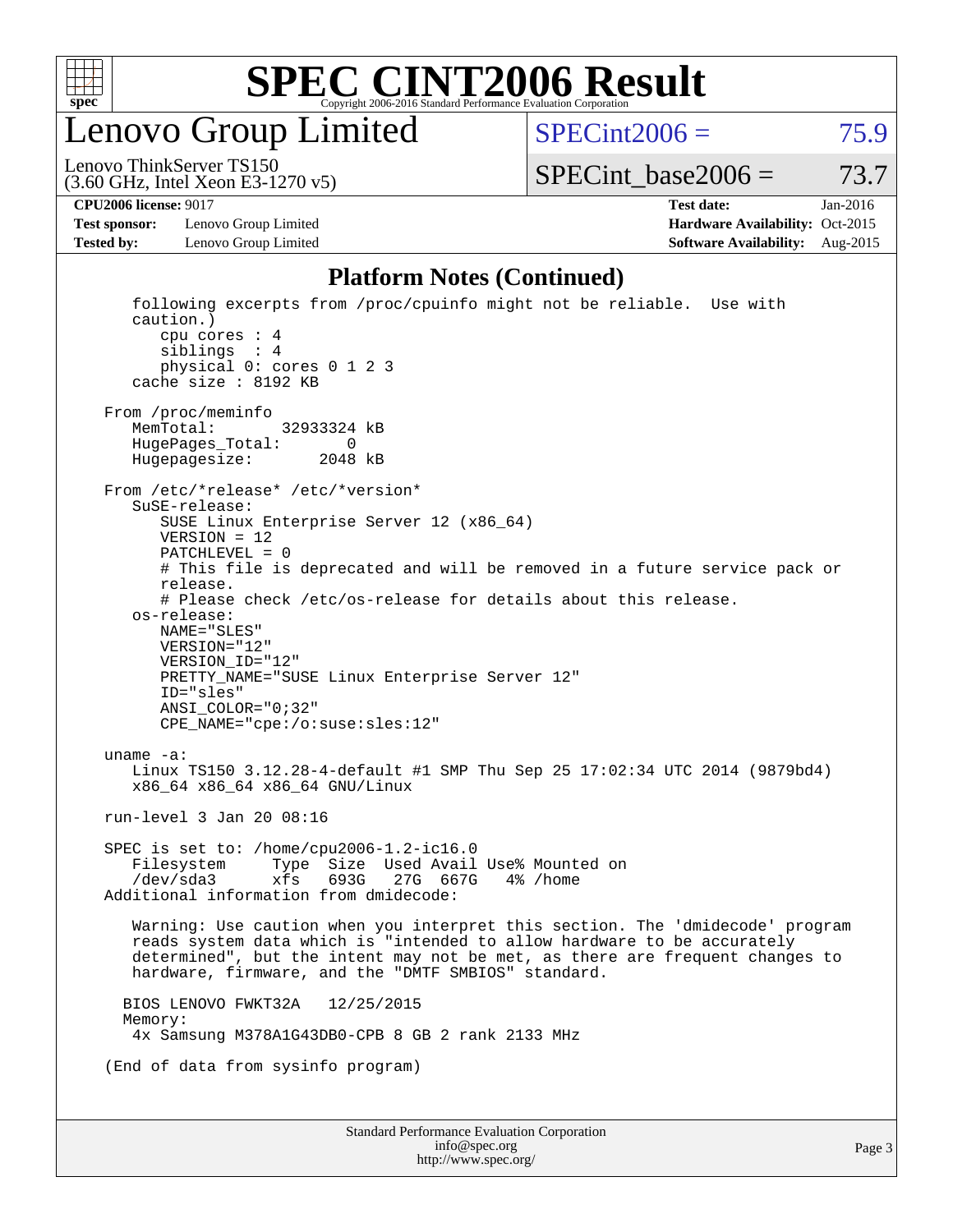# Lenovo Group Limited

Lenovo ThinkServer TS150
(3.60 GHz, Intel Xeon E3-1270 v5)

SPECint2006 = 75.9

SPECint_base2006 = 73.7

**CPU2006 license:** 9017
**Test sponsor:** Lenovo Group Limited
**Tested by:** Lenovo Group Limited

**Test date:** Jan-2016
**Hardware Availability:** Oct-2015
**Software Availability:** Aug-2015

## Platform Notes (Continued)

```
    following excerpts from /proc/cpuinfo might not be reliable.  Use with
    caution.)
       cpu cores : 4
       siblings  : 4
       physical 0: cores 0 1 2 3
    cache size : 8192 KB

 From /proc/meminfo
    MemTotal:       32933324 kB
    HugePages_Total:       0
    Hugepagesize:       2048 kB

 From /etc/*release* /etc/*version*
    SuSE-release:
       SUSE Linux Enterprise Server 12 (x86_64)
       VERSION = 12
       PATCHLEVEL = 0
       # This file is deprecated and will be removed in a future service pack or
       release.
       # Please check /etc/os-release for details about this release.
    os-release:
       NAME="SLES"
       VERSION="12"
       VERSION_ID="12"
       PRETTY_NAME="SUSE Linux Enterprise Server 12"
       ID="sles"
       ANSI_COLOR="0;32"
       CPE_NAME="cpe:/o:suse:sles:12"

 uname -a:
    Linux TS150 3.12.28-4-default #1 SMP Thu Sep 25 17:02:34 UTC 2014 (9879bd4)
    x86_64 x86_64 x86_64 GNU/Linux

 run-level 3 Jan 20 08:16

 SPEC is set to: /home/cpu2006-1.2-ic16.0
    Filesystem     Type  Size  Used Avail Use% Mounted on
    /dev/sda3      xfs   693G   27G  667G   4% /home
 Additional information from dmidecode:

    Warning: Use caution when you interpret this section. The 'dmidecode' program
    reads system data which is "intended to allow hardware to be accurately
    determined", but the intent may not be met, as there are frequent changes to
    hardware, firmware, and the "DMTF SMBIOS" standard.

   BIOS LENOVO FWKT32A   12/25/2015
   Memory:
    4x Samsung M378A1G43DB0-CPB 8 GB 2 rank 2133 MHz

 (End of data from sysinfo program)
```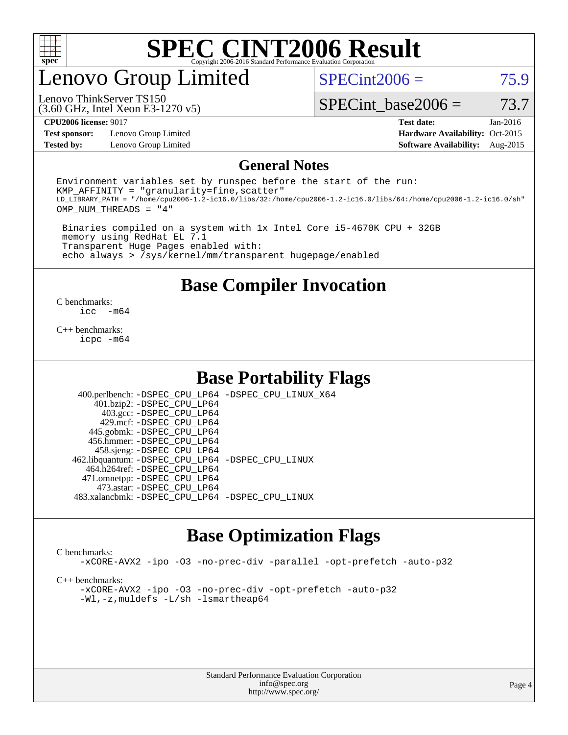# Lenovo Group Limited

Lenovo ThinkServer TS150
(3.60 GHz, Intel Xeon E3-1270 v5)

SPECint2006 = 75.9

SPECint_base2006 = 73.7

**CPU2006 license:** 9017
**Test sponsor:** Lenovo Group Limited
**Tested by:** Lenovo Group Limited

**Test date:** Jan-2016
**Hardware Availability:** Oct-2015
**Software Availability:** Aug-2015

## General Notes

```
Environment variables set by runspec before the start of the run:
KMP_AFFINITY = "granularity=fine,scatter"
LD_LIBRARY_PATH = "/home/cpu2006-1.2-ic16.0/libs/32:/home/cpu2006-1.2-ic16.0/libs/64:/home/cpu2006-1.2-ic16.0/sh"
OMP_NUM_THREADS = "4"

 Binaries compiled on a system with 1x Intel Core i5-4670K CPU + 32GB
 memory using RedHat EL 7.1
 Transparent Huge Pages enabled with:
 echo always > /sys/kernel/mm/transparent_hugepage/enabled
```

## Base Compiler Invocation

C benchmarks:
    icc -m64

C++ benchmarks:
    icpc -m64

## Base Portability Flags

400.perlbench: -DSPEC_CPU_LP64 -DSPEC_CPU_LINUX_X64
401.bzip2: -DSPEC_CPU_LP64
403.gcc: -DSPEC_CPU_LP64
429.mcf: -DSPEC_CPU_LP64
445.gobmk: -DSPEC_CPU_LP64
456.hmmer: -DSPEC_CPU_LP64
458.sjeng: -DSPEC_CPU_LP64
462.libquantum: -DSPEC_CPU_LP64 -DSPEC_CPU_LINUX
464.h264ref: -DSPEC_CPU_LP64
471.omnetpp: -DSPEC_CPU_LP64
473.astar: -DSPEC_CPU_LP64
483.xalancbmk: -DSPEC_CPU_LP64 -DSPEC_CPU_LINUX

## Base Optimization Flags

C benchmarks:
    -xCORE-AVX2 -ipo -O3 -no-prec-div -parallel -opt-prefetch -auto-p32

C++ benchmarks:
    -xCORE-AVX2 -ipo -O3 -no-prec-div -opt-prefetch -auto-p32
    -Wl,-z,muldefs -L/sh -lsmartheap64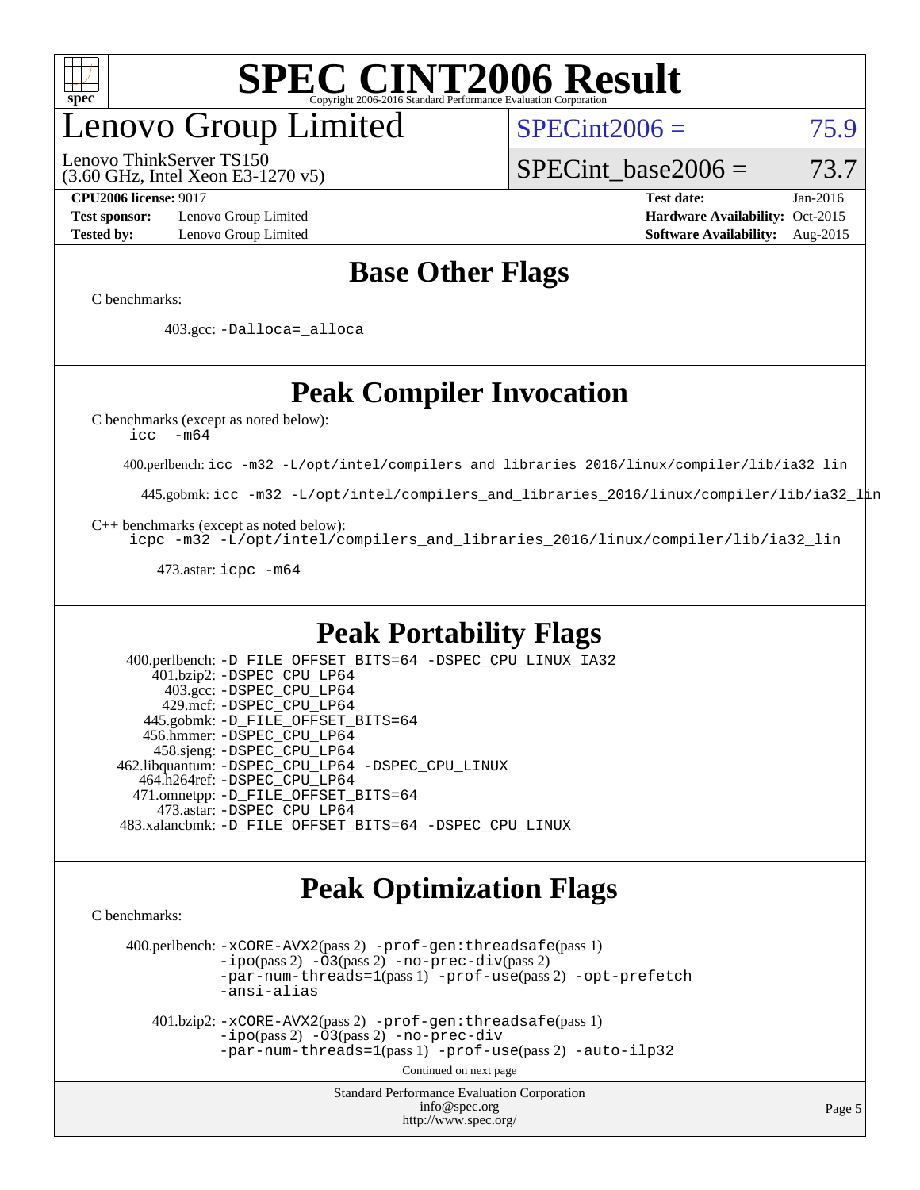# SPEC CINT2006 Result

Copyright 2006-2016 Standard Performance Evaluation Corporation

## Lenovo Group Limited

Lenovo ThinkServer TS150
(3.60 GHz, Intel Xeon E3-1270 v5)

SPECint2006 = 75.9

SPECint_base2006 = 73.7

**CPU2006 license:** 9017
**Test sponsor:** Lenovo Group Limited
**Tested by:** Lenovo Group Limited

**Test date:** Jan-2016
**Hardware Availability:** Oct-2015
**Software Availability:** Aug-2015

## Base Other Flags

C benchmarks:

403.gcc: `-Dalloca=_alloca`

## Peak Compiler Invocation

C benchmarks (except as noted below):
`icc -m64`

400.perlbench: `icc -m32 -L/opt/intel/compilers_and_libraries_2016/linux/compiler/lib/ia32_lin`

445.gobmk: `icc -m32 -L/opt/intel/compilers_and_libraries_2016/linux/compiler/lib/ia32_lin`

C++ benchmarks (except as noted below):
`icpc -m32 -L/opt/intel/compilers_and_libraries_2016/linux/compiler/lib/ia32_lin`

473.astar: `icpc -m64`

## Peak Portability Flags

400.perlbench: `-D_FILE_OFFSET_BITS=64 -DSPEC_CPU_LINUX_IA32`
401.bzip2: `-DSPEC_CPU_LP64`
403.gcc: `-DSPEC_CPU_LP64`
429.mcf: `-DSPEC_CPU_LP64`
445.gobmk: `-D_FILE_OFFSET_BITS=64`
456.hmmer: `-DSPEC_CPU_LP64`
458.sjeng: `-DSPEC_CPU_LP64`
462.libquantum: `-DSPEC_CPU_LP64 -DSPEC_CPU_LINUX`
464.h264ref: `-DSPEC_CPU_LP64`
471.omnetpp: `-D_FILE_OFFSET_BITS=64`
473.astar: `-DSPEC_CPU_LP64`
483.xalancbmk: `-D_FILE_OFFSET_BITS=64 -DSPEC_CPU_LINUX`

## Peak Optimization Flags

C benchmarks:

400.perlbench: `-xCORE-AVX2`(pass 2) `-prof-gen:threadsafe`(pass 1) `-ipo`(pass 2) `-O3`(pass 2) `-no-prec-div`(pass 2) `-par-num-threads=1`(pass 1) `-prof-use`(pass 2) `-opt-prefetch` `-ansi-alias`

401.bzip2: `-xCORE-AVX2`(pass 2) `-prof-gen:threadsafe`(pass 1) `-ipo`(pass 2) `-O3`(pass 2) `-no-prec-div` `-par-num-threads=1`(pass 1) `-prof-use`(pass 2) `-auto-ilp32`

Continued on next page

Standard Performance Evaluation Corporation
info@spec.org
http://www.spec.org/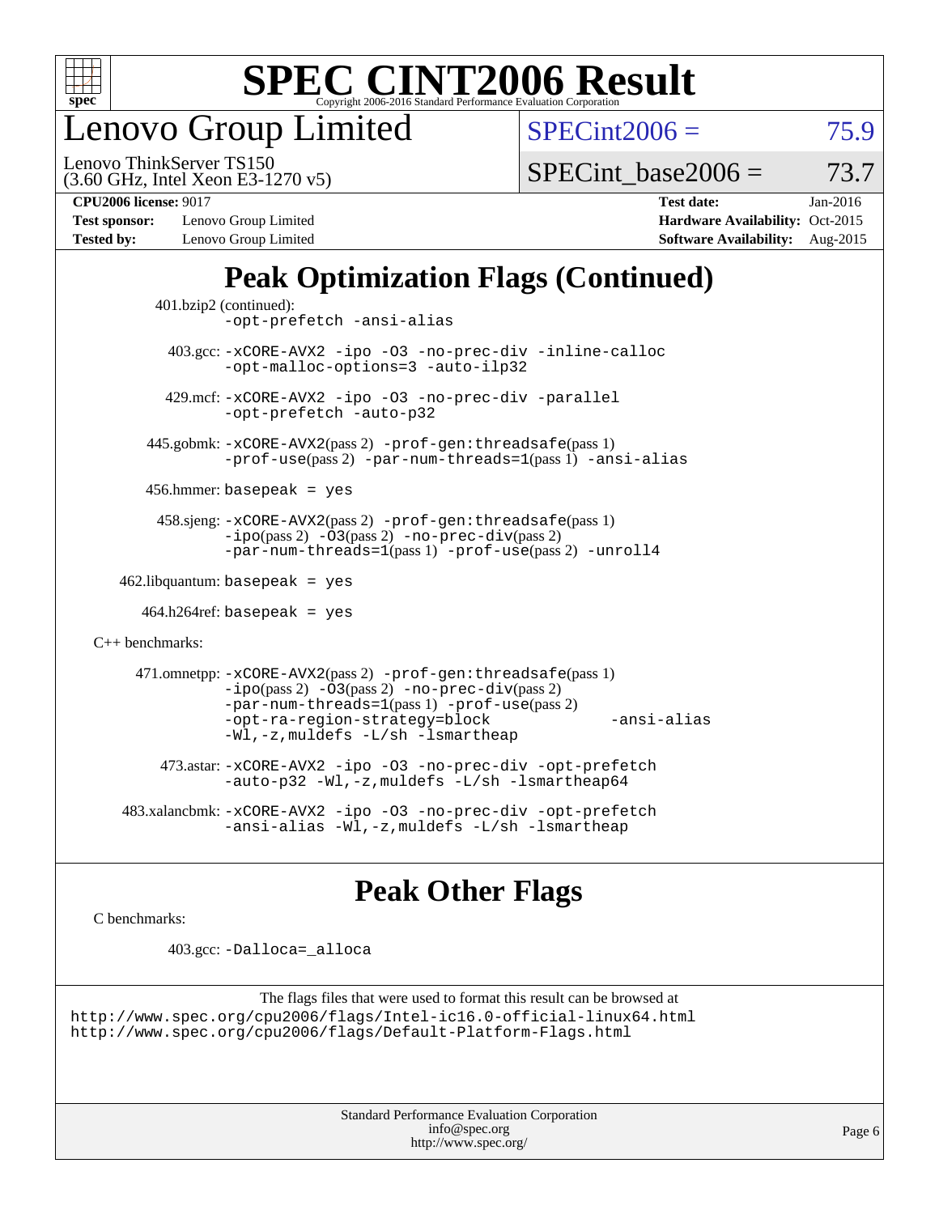# SPEC CINT2006 Result

Copyright 2006-2016 Standard Performance Evaluation Corporation

## Lenovo Group Limited

Lenovo ThinkServer TS150
(3.60 GHz, Intel Xeon E3-1270 v5)

SPECint2006 = 75.9

SPECint_base2006 = 73.7

**CPU2006 license:** 9017
**Test sponsor:** Lenovo Group Limited
**Tested by:** Lenovo Group Limited

**Test date:** Jan-2016
**Hardware Availability:** Oct-2015
**Software Availability:** Aug-2015

## Peak Optimization Flags (Continued)

401.bzip2 (continued):
-opt-prefetch -ansi-alias

403.gcc: -xCORE-AVX2 -ipo -O3 -no-prec-div -inline-calloc -opt-malloc-options=3 -auto-ilp32

429.mcf: -xCORE-AVX2 -ipo -O3 -no-prec-div -parallel -opt-prefetch -auto-p32

445.gobmk: -xCORE-AVX2(pass 2) -prof-gen:threadsafe(pass 1) -prof-use(pass 2) -par-num-threads=1(pass 1) -ansi-alias

456.hmmer: basepeak = yes

458.sjeng: -xCORE-AVX2(pass 2) -prof-gen:threadsafe(pass 1) -ipo(pass 2) -O3(pass 2) -no-prec-div(pass 2) -par-num-threads=1(pass 1) -prof-use(pass 2) -unroll4

462.libquantum: basepeak = yes

464.h264ref: basepeak = yes

C++ benchmarks:

471.omnetpp: -xCORE-AVX2(pass 2) -prof-gen:threadsafe(pass 1) -ipo(pass 2) -O3(pass 2) -no-prec-div(pass 2) -par-num-threads=1(pass 1) -prof-use(pass 2) -opt-ra-region-strategy=block -ansi-alias -Wl,-z,muldefs -L/sh -lsmartheap

473.astar: -xCORE-AVX2 -ipo -O3 -no-prec-div -opt-prefetch -auto-p32 -Wl,-z,muldefs -L/sh -lsmartheap64

483.xalancbmk: -xCORE-AVX2 -ipo -O3 -no-prec-div -opt-prefetch -ansi-alias -Wl,-z,muldefs -L/sh -lsmartheap

## Peak Other Flags

C benchmarks:

403.gcc: -Dalloca=_alloca

The flags files that were used to format this result can be browsed at
http://www.spec.org/cpu2006/flags/Intel-ic16.0-official-linux64.html
http://www.spec.org/cpu2006/flags/Default-Platform-Flags.html

Standard Performance Evaluation Corporation
info@spec.org
http://www.spec.org/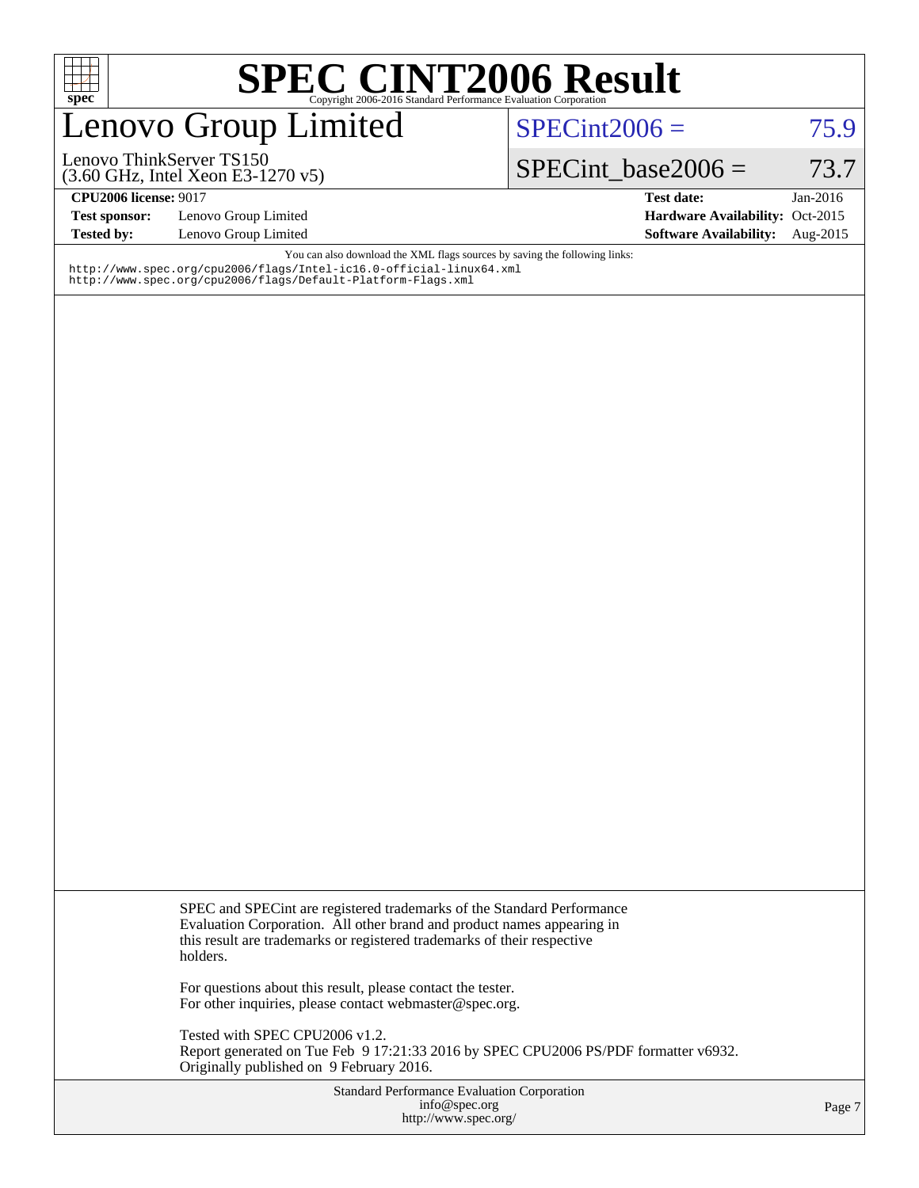# SPEC CINT2006 Result

Copyright 2006-2016 Standard Performance Evaluation Corporation

## Lenovo Group Limited

Lenovo ThinkServer TS150
(3.60 GHz, Intel Xeon E3-1270 v5)

SPECint2006 = 75.9

SPECint_base2006 = 73.7

| | | | |
|---|---|---|---|
| **CPU2006 license:** 9017 | | **Test date:** | Jan-2016 |
| **Test sponsor:** | Lenovo Group Limited | **Hardware Availability:** | Oct-2015 |
| **Tested by:** | Lenovo Group Limited | **Software Availability:** | Aug-2015 |

You can also download the XML flags sources by saving the following links:

```
http://www.spec.org/cpu2006/flags/Intel-ic16.0-official-linux64.xml
http://www.spec.org/cpu2006/flags/Default-Platform-Flags.xml
```

SPEC and SPECint are registered trademarks of the Standard Performance Evaluation Corporation. All other brand and product names appearing in this result are trademarks or registered trademarks of their respective holders.

For questions about this result, please contact the tester.
For other inquiries, please contact webmaster@spec.org.

Tested with SPEC CPU2006 v1.2.
Report generated on Tue Feb 9 17:21:33 2016 by SPEC CPU2006 PS/PDF formatter v6932.
Originally published on 9 February 2016.

Standard Performance Evaluation Corporation
info@spec.org
http://www.spec.org/